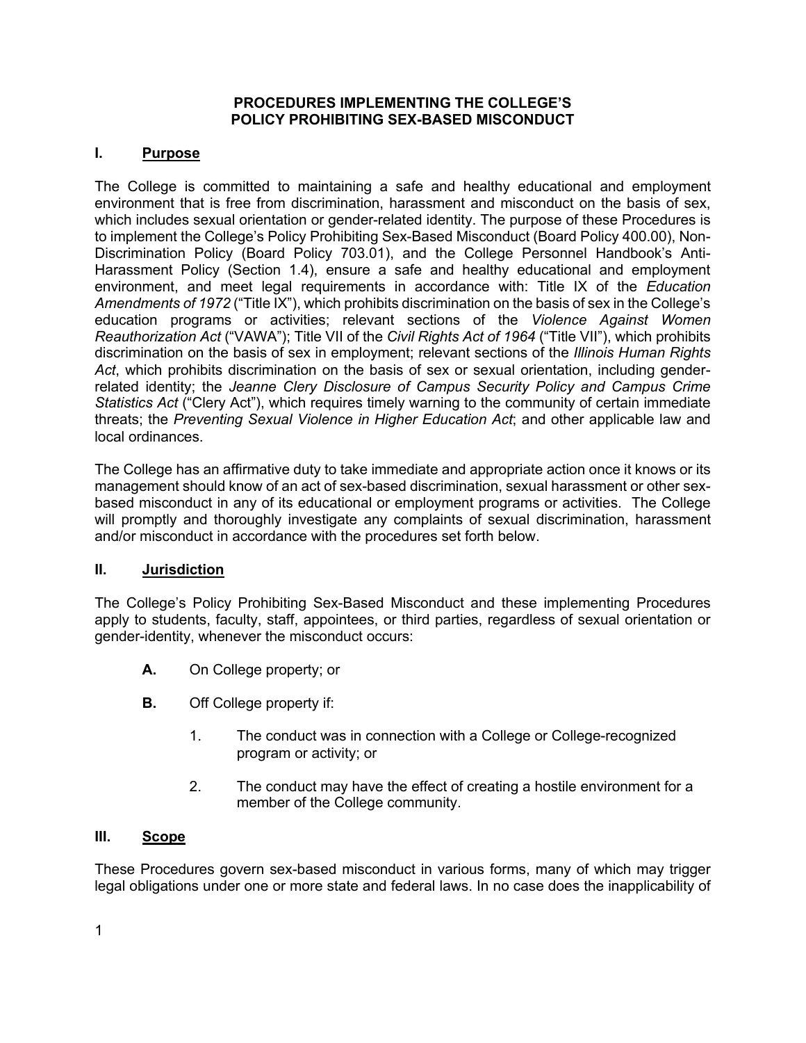# PROCEDURES IMPLEMENTING THE COLLEGE'S POLICY PROHIBITING SEX-BASED MISCONDUCT

## I. Purpose

The College is committed to maintaining a safe and healthy educational and employment environment that is free from discrimination, harassment and misconduct on the basis of sex, which includes sexual orientation or gender-related identity. The purpose of these Procedures is to implement the College's Policy Prohibiting Sex-Based Misconduct (Board Policy 400.00), Non-Discrimination Policy (Board Policy 703.01), and the College Personnel Handbook's Anti-Harassment Policy (Section 1.4), ensure a safe and healthy educational and employment environment, and meet legal requirements in accordance with: Title IX of the *Education Amendments of 1972* ("Title IX"), which prohibits discrimination on the basis of sex in the College's education programs or activities; relevant sections of the *Violence Against Women Reauthorization Act* ("VAWA"); Title VII of the *Civil Rights Act of 1964* ("Title VII"), which prohibits discrimination on the basis of sex in employment; relevant sections of the *Illinois Human Rights Act*, which prohibits discrimination on the basis of sex or sexual orientation, including gender-related identity; the *Jeanne Clery Disclosure of Campus Security Policy and Campus Crime Statistics Act* ("Clery Act"), which requires timely warning to the community of certain immediate threats; the *Preventing Sexual Violence in Higher Education Act*; and other applicable law and local ordinances.

The College has an affirmative duty to take immediate and appropriate action once it knows or its management should know of an act of sex-based discrimination, sexual harassment or other sex-based misconduct in any of its educational or employment programs or activities. The College will promptly and thoroughly investigate any complaints of sexual discrimination, harassment and/or misconduct in accordance with the procedures set forth below.

## II. Jurisdiction

The College's Policy Prohibiting Sex-Based Misconduct and these implementing Procedures apply to students, faculty, staff, appointees, or third parties, regardless of sexual orientation or gender-identity, whenever the misconduct occurs:

- **A.** On College property; or
- **B.** Off College property if:
  1. The conduct was in connection with a College or College-recognized program or activity; or
  2. The conduct may have the effect of creating a hostile environment for a member of the College community.

## III. Scope

These Procedures govern sex-based misconduct in various forms, many of which may trigger legal obligations under one or more state and federal laws. In no case does the inapplicability of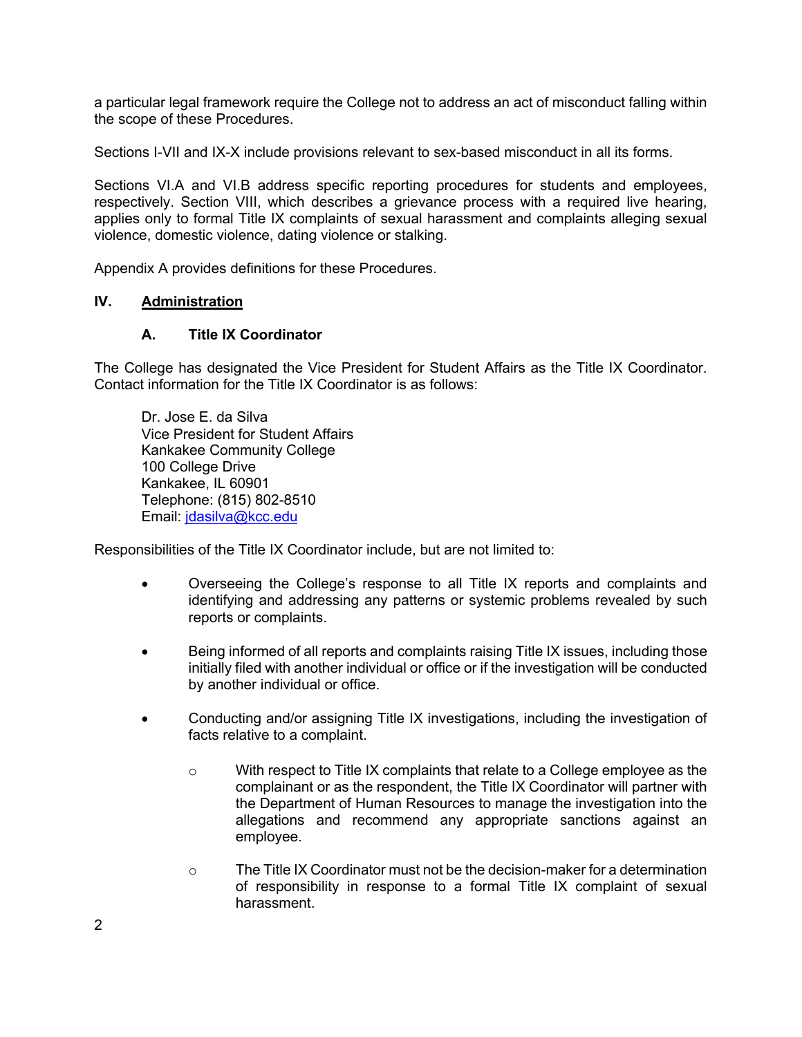a particular legal framework require the College not to address an act of misconduct falling within the scope of these Procedures.

Sections I-VII and IX-X include provisions relevant to sex-based misconduct in all its forms.

Sections VI.A and VI.B address specific reporting procedures for students and employees, respectively. Section VIII, which describes a grievance process with a required live hearing, applies only to formal Title IX complaints of sexual harassment and complaints alleging sexual violence, domestic violence, dating violence or stalking.

Appendix A provides definitions for these Procedures.

## IV. <u>Administration</u>

### A. Title IX Coordinator

The College has designated the Vice President for Student Affairs as the Title IX Coordinator. Contact information for the Title IX Coordinator is as follows:

Dr. Jose E. da Silva
Vice President for Student Affairs
Kankakee Community College
100 College Drive
Kankakee, IL 60901
Telephone: (815) 802-8510
Email: [jdasilva@kcc.edu](mailto:jdasilva@kcc.edu)

Responsibilities of the Title IX Coordinator include, but are not limited to:

- Overseeing the College's response to all Title IX reports and complaints and identifying and addressing any patterns or systemic problems revealed by such reports or complaints.
- Being informed of all reports and complaints raising Title IX issues, including those initially filed with another individual or office or if the investigation will be conducted by another individual or office.
- Conducting and/or assigning Title IX investigations, including the investigation of facts relative to a complaint.
    - With respect to Title IX complaints that relate to a College employee as the complainant or as the respondent, the Title IX Coordinator will partner with the Department of Human Resources to manage the investigation into the allegations and recommend any appropriate sanctions against an employee.
    - The Title IX Coordinator must not be the decision-maker for a determination of responsibility in response to a formal Title IX complaint of sexual harassment.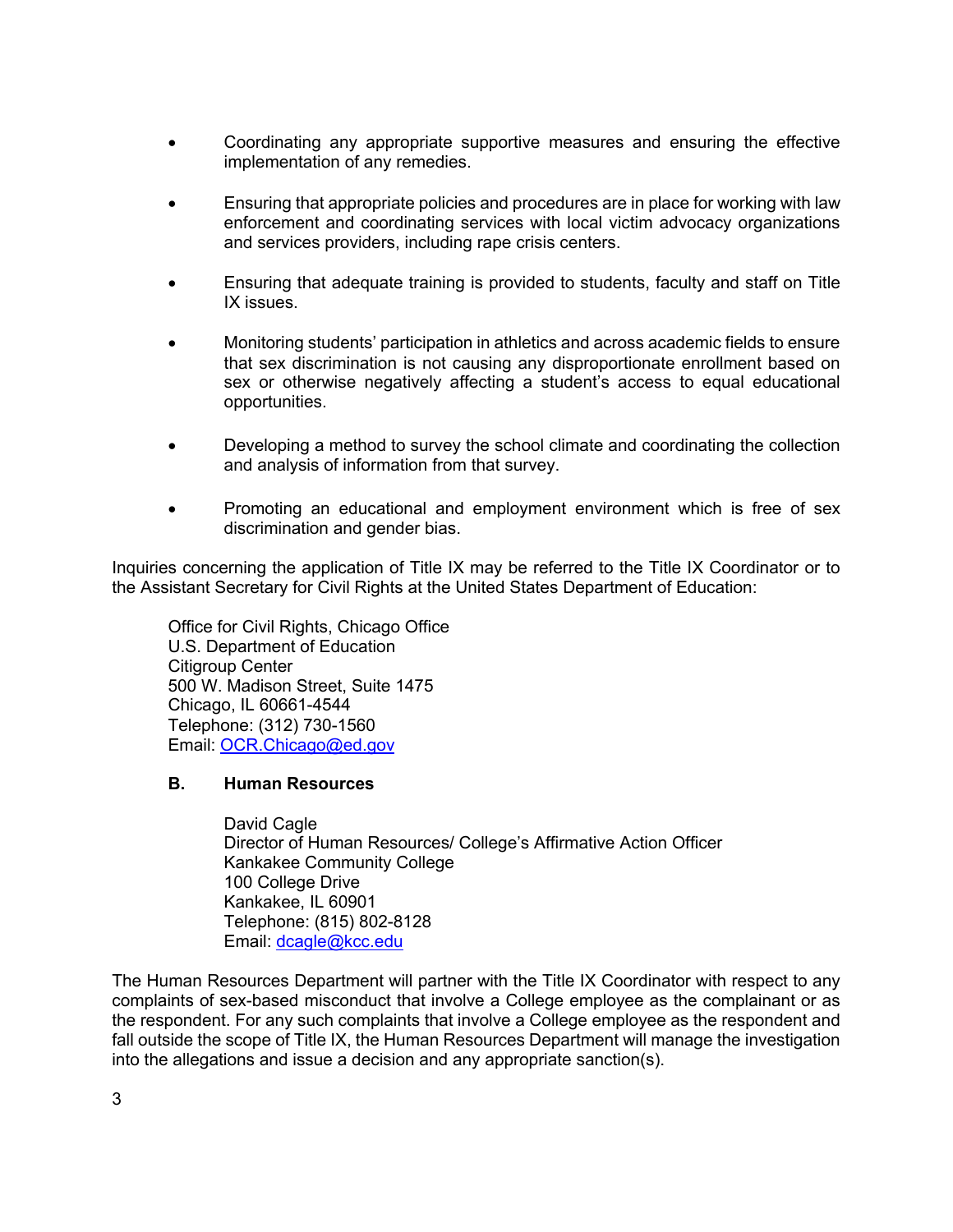- Coordinating any appropriate supportive measures and ensuring the effective implementation of any remedies.

- Ensuring that appropriate policies and procedures are in place for working with law enforcement and coordinating services with local victim advocacy organizations and services providers, including rape crisis centers.

- Ensuring that adequate training is provided to students, faculty and staff on Title IX issues.

- Monitoring students' participation in athletics and across academic fields to ensure that sex discrimination is not causing any disproportionate enrollment based on sex or otherwise negatively affecting a student's access to equal educational opportunities.

- Developing a method to survey the school climate and coordinating the collection and analysis of information from that survey.

- Promoting an educational and employment environment which is free of sex discrimination and gender bias.

Inquiries concerning the application of Title IX may be referred to the Title IX Coordinator or to the Assistant Secretary for Civil Rights at the United States Department of Education:

Office for Civil Rights, Chicago Office  
U.S. Department of Education  
Citigroup Center  
500 W. Madison Street, Suite 1475  
Chicago, IL 60661-4544  
Telephone: (312) 730-1560  
Email: OCR.Chicago@ed.gov

### B. Human Resources

David Cagle  
Director of Human Resources/ College's Affirmative Action Officer  
Kankakee Community College  
100 College Drive  
Kankakee, IL 60901  
Telephone: (815) 802-8128  
Email: dcagle@kcc.edu

The Human Resources Department will partner with the Title IX Coordinator with respect to any complaints of sex-based misconduct that involve a College employee as the complainant or as the respondent. For any such complaints that involve a College employee as the respondent and fall outside the scope of Title IX, the Human Resources Department will manage the investigation into the allegations and issue a decision and any appropriate sanction(s).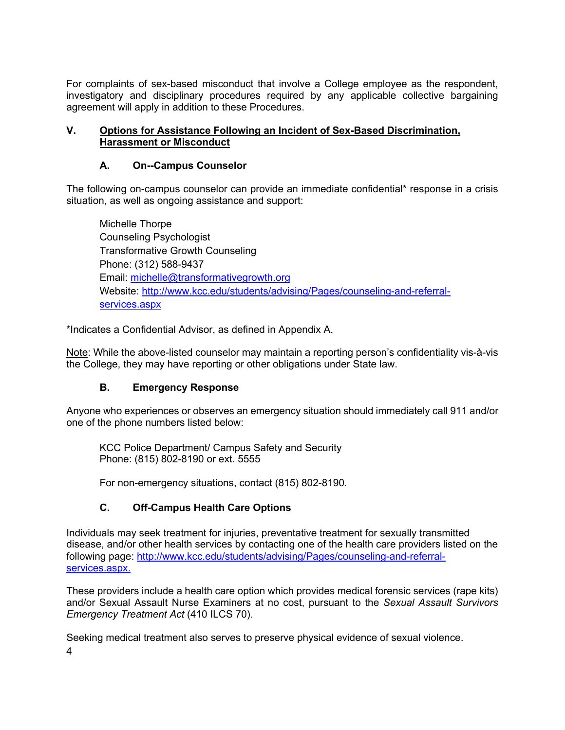For complaints of sex-based misconduct that involve a College employee as the respondent, investigatory and disciplinary procedures required by any applicable collective bargaining agreement will apply in addition to these Procedures.

## V. Options for Assistance Following an Incident of Sex-Based Discrimination, Harassment or Misconduct

### A. On--Campus Counselor

The following on-campus counselor can provide an immediate confidential* response in a crisis situation, as well as ongoing assistance and support:

> Michelle Thorpe
> Counseling Psychologist
> Transformative Growth Counseling
> Phone: (312) 588-9437
> Email: [michelle@transformativegrowth.org](mailto:michelle@transformativegrowth.org)
> Website: [http://www.kcc.edu/students/advising/Pages/counseling-and-referral-services.aspx](http://www.kcc.edu/students/advising/Pages/counseling-and-referral-services.aspx)

*Indicates a Confidential Advisor, as defined in Appendix A.

Note: While the above-listed counselor may maintain a reporting person's confidentiality vis-à-vis the College, they may have reporting or other obligations under State law.

### B. Emergency Response

Anyone who experiences or observes an emergency situation should immediately call 911 and/or one of the phone numbers listed below:

> KCC Police Department/ Campus Safety and Security
> Phone: (815) 802-8190 or ext. 5555
>
> For non-emergency situations, contact (815) 802-8190.

### C. Off-Campus Health Care Options

Individuals may seek treatment for injuries, preventative treatment for sexually transmitted disease, and/or other health services by contacting one of the health care providers listed on the following page: [http://www.kcc.edu/students/advising/Pages/counseling-and-referral-services.aspx.](http://www.kcc.edu/students/advising/Pages/counseling-and-referral-services.aspx)

These providers include a health care option which provides medical forensic services (rape kits) and/or Sexual Assault Nurse Examiners at no cost, pursuant to the *Sexual Assault Survivors Emergency Treatment Act* (410 ILCS 70).

Seeking medical treatment also serves to preserve physical evidence of sexual violence.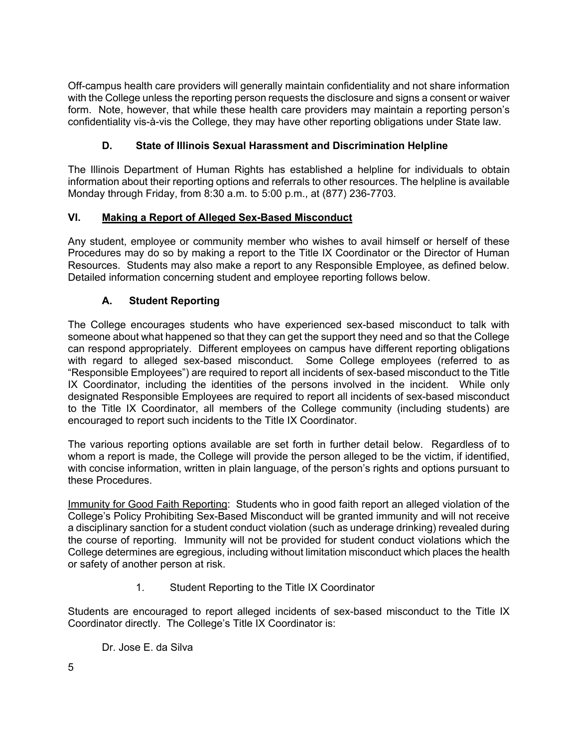Off-campus health care providers will generally maintain confidentiality and not share information with the College unless the reporting person requests the disclosure and signs a consent or waiver form. Note, however, that while these health care providers may maintain a reporting person's confidentiality vis-à-vis the College, they may have other reporting obligations under State law.

### D. State of Illinois Sexual Harassment and Discrimination Helpline

The Illinois Department of Human Rights has established a helpline for individuals to obtain information about their reporting options and referrals to other resources. The helpline is available Monday through Friday, from 8:30 a.m. to 5:00 p.m., at (877) 236-7703.

## VI. Making a Report of Alleged Sex-Based Misconduct

Any student, employee or community member who wishes to avail himself or herself of these Procedures may do so by making a report to the Title IX Coordinator or the Director of Human Resources. Students may also make a report to any Responsible Employee, as defined below. Detailed information concerning student and employee reporting follows below.

### A. Student Reporting

The College encourages students who have experienced sex-based misconduct to talk with someone about what happened so that they can get the support they need and so that the College can respond appropriately. Different employees on campus have different reporting obligations with regard to alleged sex-based misconduct. Some College employees (referred to as "Responsible Employees") are required to report all incidents of sex-based misconduct to the Title IX Coordinator, including the identities of the persons involved in the incident. While only designated Responsible Employees are required to report all incidents of sex-based misconduct to the Title IX Coordinator, all members of the College community (including students) are encouraged to report such incidents to the Title IX Coordinator.

The various reporting options available are set forth in further detail below. Regardless of to whom a report is made, the College will provide the person alleged to be the victim, if identified, with concise information, written in plain language, of the person's rights and options pursuant to these Procedures.

Immunity for Good Faith Reporting: Students who in good faith report an alleged violation of the College's Policy Prohibiting Sex-Based Misconduct will be granted immunity and will not receive a disciplinary sanction for a student conduct violation (such as underage drinking) revealed during the course of reporting. Immunity will not be provided for student conduct violations which the College determines are egregious, including without limitation misconduct which places the health or safety of another person at risk.

1. Student Reporting to the Title IX Coordinator

Students are encouraged to report alleged incidents of sex-based misconduct to the Title IX Coordinator directly. The College's Title IX Coordinator is:

Dr. Jose E. da Silva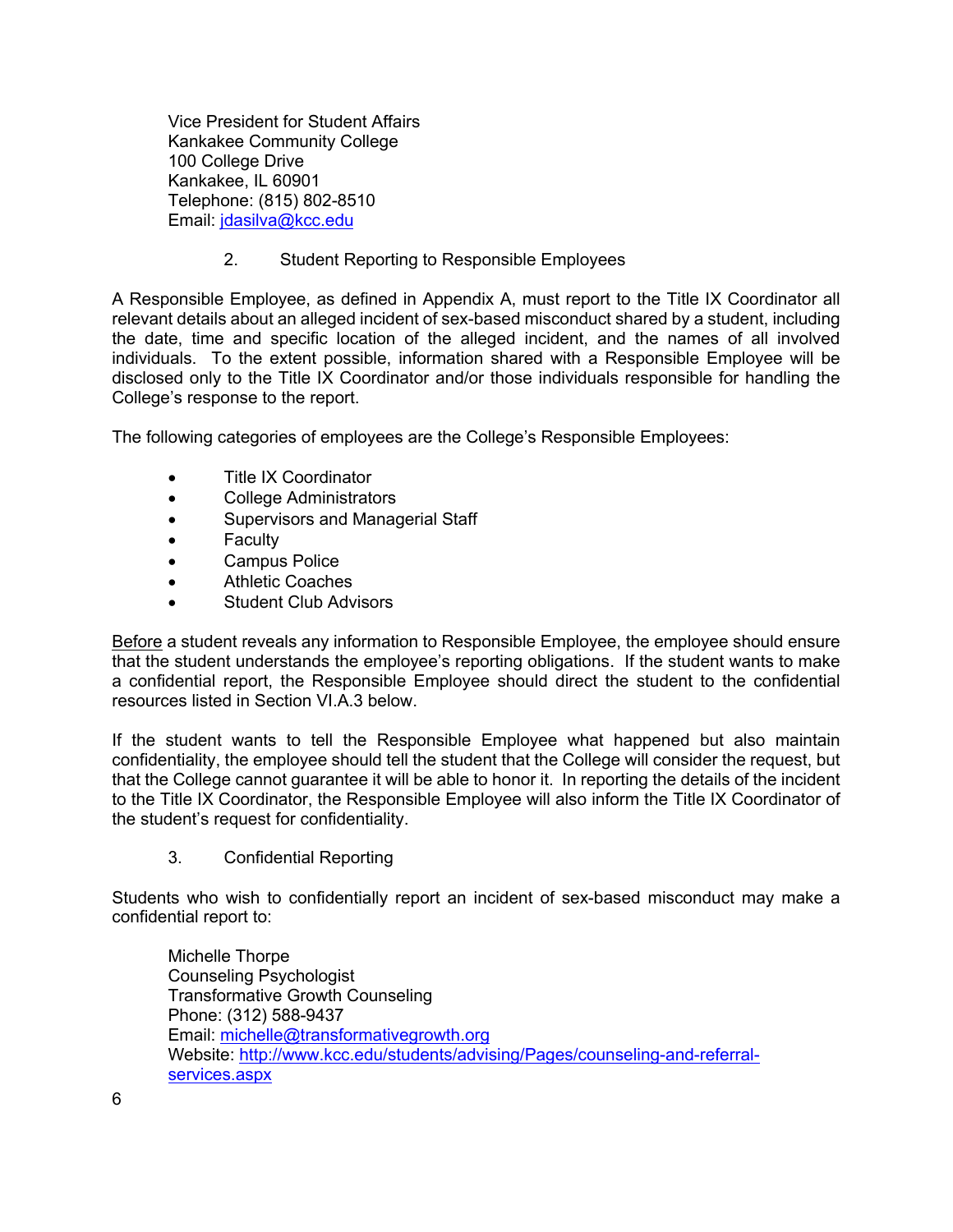Vice President for Student Affairs
Kankakee Community College
100 College Drive
Kankakee, IL 60901
Telephone: (815) 802-8510
Email: jdasilva@kcc.edu

### 2. Student Reporting to Responsible Employees

A Responsible Employee, as defined in Appendix A, must report to the Title IX Coordinator all relevant details about an alleged incident of sex-based misconduct shared by a student, including the date, time and specific location of the alleged incident, and the names of all involved individuals. To the extent possible, information shared with a Responsible Employee will be disclosed only to the Title IX Coordinator and/or those individuals responsible for handling the College's response to the report.

The following categories of employees are the College's Responsible Employees:

- Title IX Coordinator
- College Administrators
- Supervisors and Managerial Staff
- Faculty
- Campus Police
- Athletic Coaches
- Student Club Advisors

Before a student reveals any information to Responsible Employee, the employee should ensure that the student understands the employee's reporting obligations. If the student wants to make a confidential report, the Responsible Employee should direct the student to the confidential resources listed in Section VI.A.3 below.

If the student wants to tell the Responsible Employee what happened but also maintain confidentiality, the employee should tell the student that the College will consider the request, but that the College cannot guarantee it will be able to honor it. In reporting the details of the incident to the Title IX Coordinator, the Responsible Employee will also inform the Title IX Coordinator of the student's request for confidentiality.

### 3. Confidential Reporting

Students who wish to confidentially report an incident of sex-based misconduct may make a confidential report to:

Michelle Thorpe
Counseling Psychologist
Transformative Growth Counseling
Phone: (312) 588-9437
Email: michelle@transformativegrowth.org
Website: http://www.kcc.edu/students/advising/Pages/counseling-and-referral-services.aspx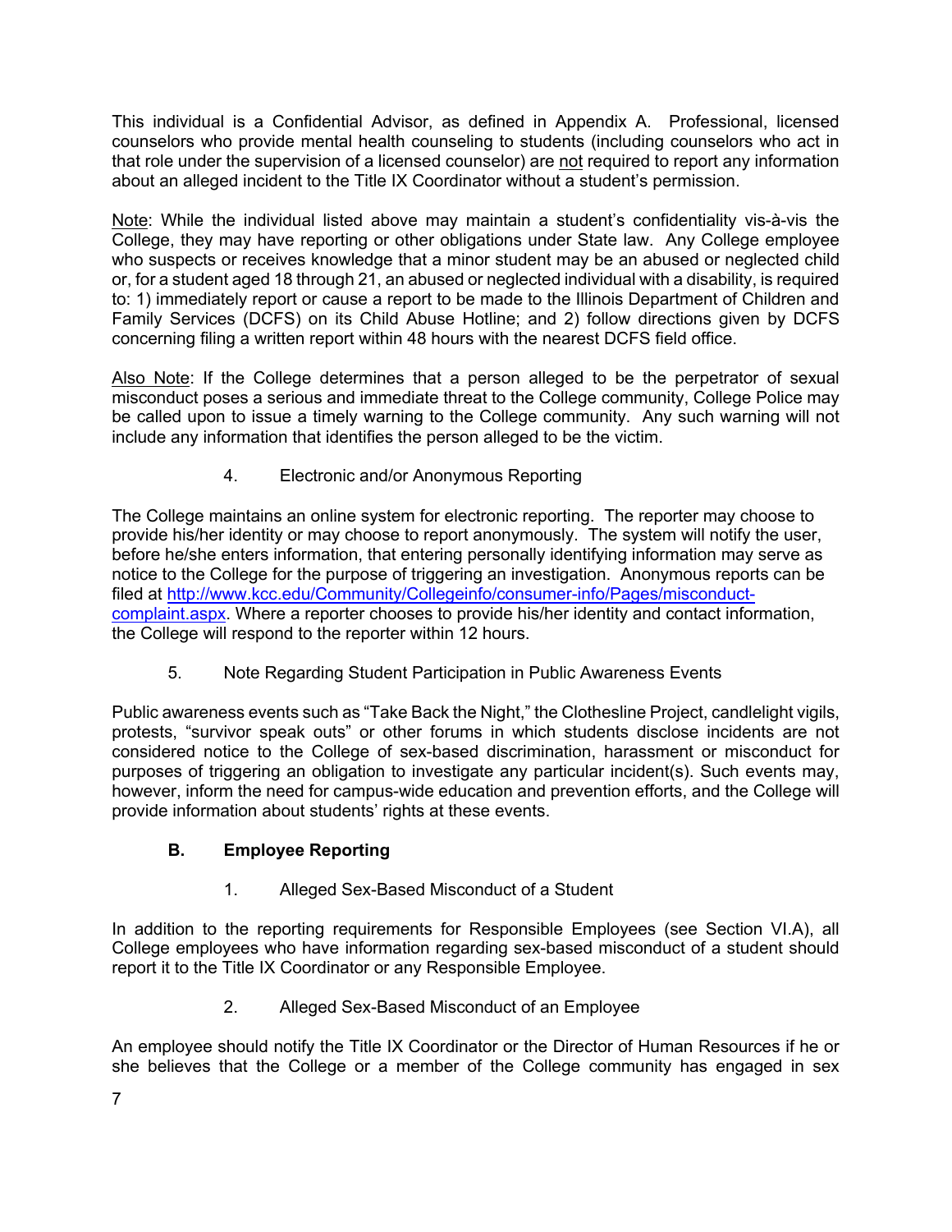This individual is a Confidential Advisor, as defined in Appendix A. Professional, licensed counselors who provide mental health counseling to students (including counselors who act in that role under the supervision of a licensed counselor) are not required to report any information about an alleged incident to the Title IX Coordinator without a student's permission.

Note: While the individual listed above may maintain a student's confidentiality vis-à-vis the College, they may have reporting or other obligations under State law. Any College employee who suspects or receives knowledge that a minor student may be an abused or neglected child or, for a student aged 18 through 21, an abused or neglected individual with a disability, is required to: 1) immediately report or cause a report to be made to the Illinois Department of Children and Family Services (DCFS) on its Child Abuse Hotline; and 2) follow directions given by DCFS concerning filing a written report within 48 hours with the nearest DCFS field office.

Also Note: If the College determines that a person alleged to be the perpetrator of sexual misconduct poses a serious and immediate threat to the College community, College Police may be called upon to issue a timely warning to the College community. Any such warning will not include any information that identifies the person alleged to be the victim.

4. Electronic and/or Anonymous Reporting

The College maintains an online system for electronic reporting. The reporter may choose to provide his/her identity or may choose to report anonymously. The system will notify the user, before he/she enters information, that entering personally identifying information may serve as notice to the College for the purpose of triggering an investigation. Anonymous reports can be filed at [http://www.kcc.edu/Community/Collegeinfo/consumer-info/Pages/misconduct-complaint.aspx](http://www.kcc.edu/Community/Collegeinfo/consumer-info/Pages/misconduct-complaint.aspx). Where a reporter chooses to provide his/her identity and contact information, the College will respond to the reporter within 12 hours.

5. Note Regarding Student Participation in Public Awareness Events

Public awareness events such as "Take Back the Night," the Clothesline Project, candlelight vigils, protests, "survivor speak outs" or other forums in which students disclose incidents are not considered notice to the College of sex-based discrimination, harassment or misconduct for purposes of triggering an obligation to investigate any particular incident(s). Such events may, however, inform the need for campus-wide education and prevention efforts, and the College will provide information about students' rights at these events.

### B. Employee Reporting

1. Alleged Sex-Based Misconduct of a Student

In addition to the reporting requirements for Responsible Employees (see Section VI.A), all College employees who have information regarding sex-based misconduct of a student should report it to the Title IX Coordinator or any Responsible Employee.

2. Alleged Sex-Based Misconduct of an Employee

An employee should notify the Title IX Coordinator or the Director of Human Resources if he or she believes that the College or a member of the College community has engaged in sex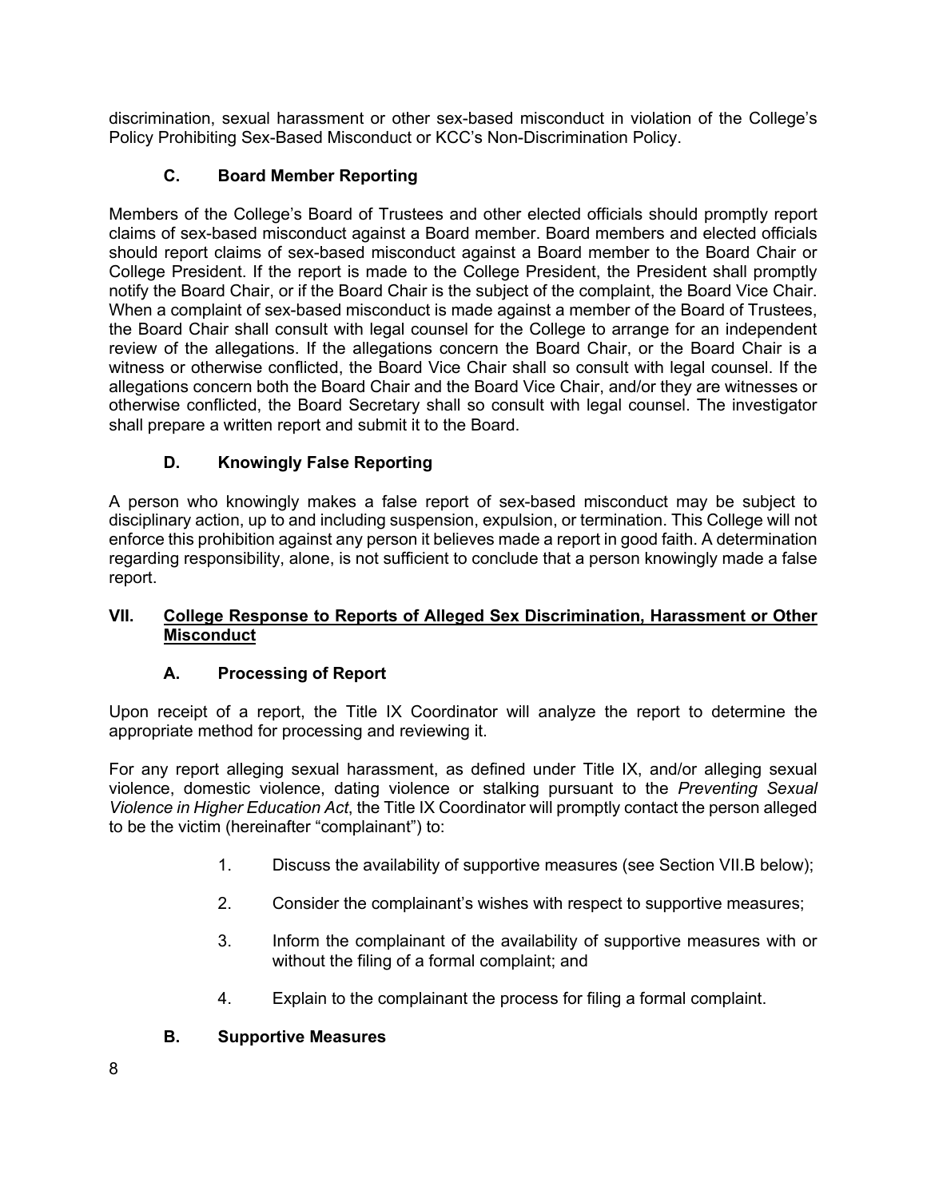discrimination, sexual harassment or other sex-based misconduct in violation of the College's Policy Prohibiting Sex-Based Misconduct or KCC's Non-Discrimination Policy.

### C. Board Member Reporting

Members of the College's Board of Trustees and other elected officials should promptly report claims of sex-based misconduct against a Board member. Board members and elected officials should report claims of sex-based misconduct against a Board member to the Board Chair or College President. If the report is made to the College President, the President shall promptly notify the Board Chair, or if the Board Chair is the subject of the complaint, the Board Vice Chair. When a complaint of sex-based misconduct is made against a member of the Board of Trustees, the Board Chair shall consult with legal counsel for the College to arrange for an independent review of the allegations. If the allegations concern the Board Chair, or the Board Chair is a witness or otherwise conflicted, the Board Vice Chair shall so consult with legal counsel. If the allegations concern both the Board Chair and the Board Vice Chair, and/or they are witnesses or otherwise conflicted, the Board Secretary shall so consult with legal counsel. The investigator shall prepare a written report and submit it to the Board.

### D. Knowingly False Reporting

A person who knowingly makes a false report of sex-based misconduct may be subject to disciplinary action, up to and including suspension, expulsion, or termination. This College will not enforce this prohibition against any person it believes made a report in good faith. A determination regarding responsibility, alone, is not sufficient to conclude that a person knowingly made a false report.

## VII. College Response to Reports of Alleged Sex Discrimination, Harassment or Other Misconduct

### A. Processing of Report

Upon receipt of a report, the Title IX Coordinator will analyze the report to determine the appropriate method for processing and reviewing it.

For any report alleging sexual harassment, as defined under Title IX, and/or alleging sexual violence, domestic violence, dating violence or stalking pursuant to the *Preventing Sexual Violence in Higher Education Act*, the Title IX Coordinator will promptly contact the person alleged to be the victim (hereinafter "complainant") to:

1. Discuss the availability of supportive measures (see Section VII.B below);
2. Consider the complainant's wishes with respect to supportive measures;
3. Inform the complainant of the availability of supportive measures with or without the filing of a formal complaint; and
4. Explain to the complainant the process for filing a formal complaint.

### B. Supportive Measures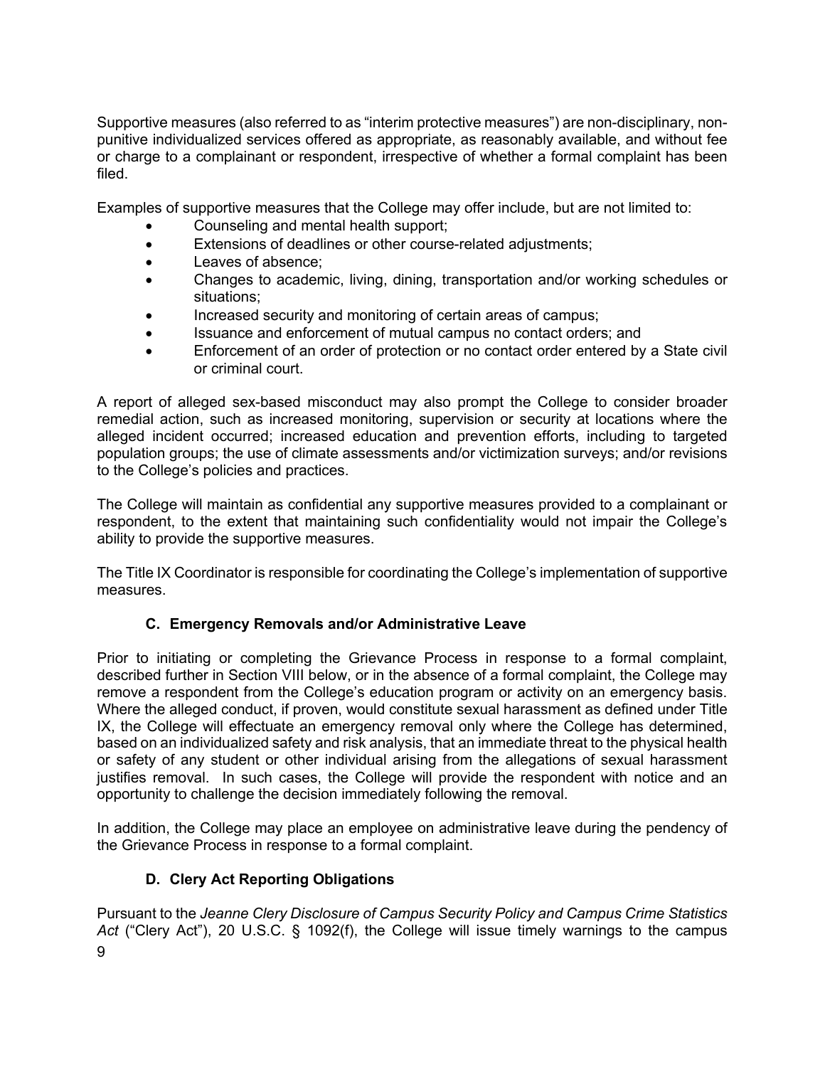Supportive measures (also referred to as "interim protective measures") are non-disciplinary, non-punitive individualized services offered as appropriate, as reasonably available, and without fee or charge to a complainant or respondent, irrespective of whether a formal complaint has been filed.

Examples of supportive measures that the College may offer include, but are not limited to:

- Counseling and mental health support;
- Extensions of deadlines or other course-related adjustments;
- Leaves of absence;
- Changes to academic, living, dining, transportation and/or working schedules or situations;
- Increased security and monitoring of certain areas of campus;
- Issuance and enforcement of mutual campus no contact orders; and
- Enforcement of an order of protection or no contact order entered by a State civil or criminal court.

A report of alleged sex-based misconduct may also prompt the College to consider broader remedial action, such as increased monitoring, supervision or security at locations where the alleged incident occurred; increased education and prevention efforts, including to targeted population groups; the use of climate assessments and/or victimization surveys; and/or revisions to the College's policies and practices.

The College will maintain as confidential any supportive measures provided to a complainant or respondent, to the extent that maintaining such confidentiality would not impair the College's ability to provide the supportive measures.

The Title IX Coordinator is responsible for coordinating the College's implementation of supportive measures.

### C. Emergency Removals and/or Administrative Leave

Prior to initiating or completing the Grievance Process in response to a formal complaint, described further in Section VIII below, or in the absence of a formal complaint, the College may remove a respondent from the College's education program or activity on an emergency basis. Where the alleged conduct, if proven, would constitute sexual harassment as defined under Title IX, the College will effectuate an emergency removal only where the College has determined, based on an individualized safety and risk analysis, that an immediate threat to the physical health or safety of any student or other individual arising from the allegations of sexual harassment justifies removal. In such cases, the College will provide the respondent with notice and an opportunity to challenge the decision immediately following the removal.

In addition, the College may place an employee on administrative leave during the pendency of the Grievance Process in response to a formal complaint.

### D. Clery Act Reporting Obligations

Pursuant to the *Jeanne Clery Disclosure of Campus Security Policy and Campus Crime Statistics Act* ("Clery Act"), 20 U.S.C. § 1092(f), the College will issue timely warnings to the campus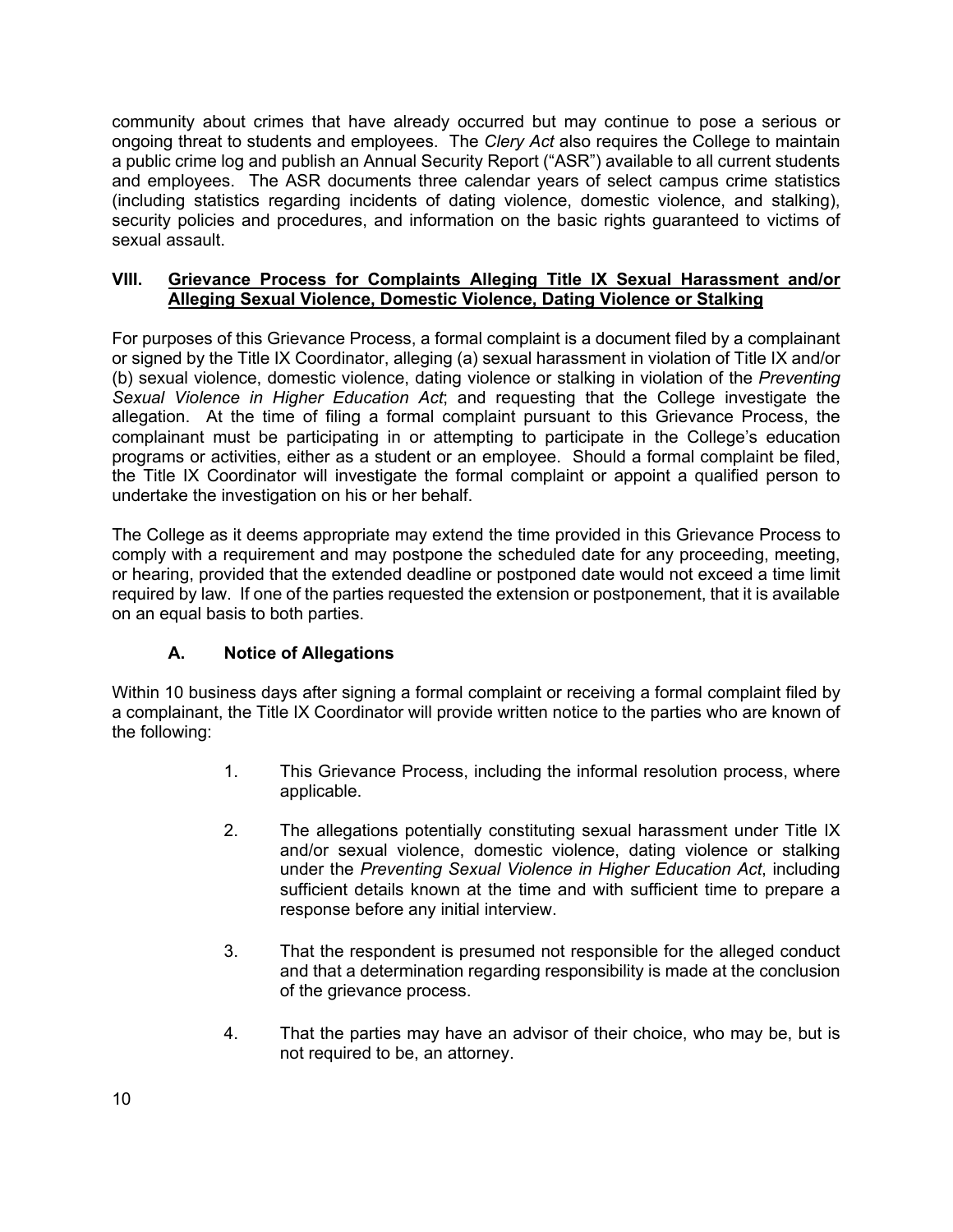community about crimes that have already occurred but may continue to pose a serious or ongoing threat to students and employees. The *Clery Act* also requires the College to maintain a public crime log and publish an Annual Security Report ("ASR") available to all current students and employees. The ASR documents three calendar years of select campus crime statistics (including statistics regarding incidents of dating violence, domestic violence, and stalking), security policies and procedures, and information on the basic rights guaranteed to victims of sexual assault.

## VIII. Grievance Process for Complaints Alleging Title IX Sexual Harassment and/or Alleging Sexual Violence, Domestic Violence, Dating Violence or Stalking

For purposes of this Grievance Process, a formal complaint is a document filed by a complainant or signed by the Title IX Coordinator, alleging (a) sexual harassment in violation of Title IX and/or (b) sexual violence, domestic violence, dating violence or stalking in violation of the *Preventing Sexual Violence in Higher Education Act*; and requesting that the College investigate the allegation. At the time of filing a formal complaint pursuant to this Grievance Process, the complainant must be participating in or attempting to participate in the College's education programs or activities, either as a student or an employee. Should a formal complaint be filed, the Title IX Coordinator will investigate the formal complaint or appoint a qualified person to undertake the investigation on his or her behalf.

The College as it deems appropriate may extend the time provided in this Grievance Process to comply with a requirement and may postpone the scheduled date for any proceeding, meeting, or hearing, provided that the extended deadline or postponed date would not exceed a time limit required by law. If one of the parties requested the extension or postponement, that it is available on an equal basis to both parties.

### A. Notice of Allegations

Within 10 business days after signing a formal complaint or receiving a formal complaint filed by a complainant, the Title IX Coordinator will provide written notice to the parties who are known of the following:

1. This Grievance Process, including the informal resolution process, where applicable.

2. The allegations potentially constituting sexual harassment under Title IX and/or sexual violence, domestic violence, dating violence or stalking under the *Preventing Sexual Violence in Higher Education Act*, including sufficient details known at the time and with sufficient time to prepare a response before any initial interview.

3. That the respondent is presumed not responsible for the alleged conduct and that a determination regarding responsibility is made at the conclusion of the grievance process.

4. That the parties may have an advisor of their choice, who may be, but is not required to be, an attorney.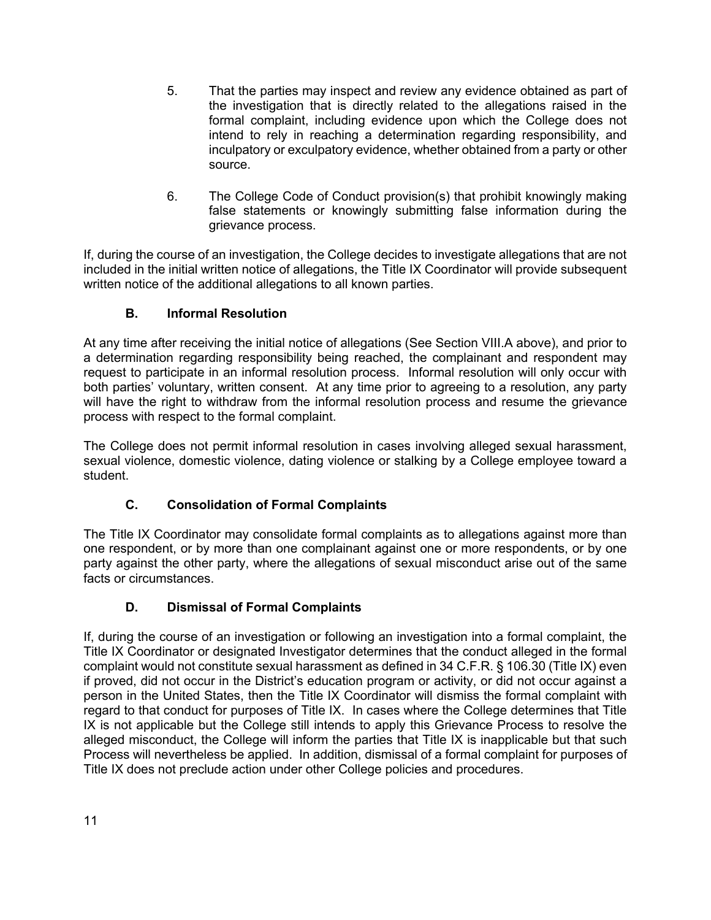5. That the parties may inspect and review any evidence obtained as part of the investigation that is directly related to the allegations raised in the formal complaint, including evidence upon which the College does not intend to rely in reaching a determination regarding responsibility, and inculpatory or exculpatory evidence, whether obtained from a party or other source.

6. The College Code of Conduct provision(s) that prohibit knowingly making false statements or knowingly submitting false information during the grievance process.

If, during the course of an investigation, the College decides to investigate allegations that are not included in the initial written notice of allegations, the Title IX Coordinator will provide subsequent written notice of the additional allegations to all known parties.

### B. Informal Resolution

At any time after receiving the initial notice of allegations (See Section VIII.A above), and prior to a determination regarding responsibility being reached, the complainant and respondent may request to participate in an informal resolution process. Informal resolution will only occur with both parties' voluntary, written consent. At any time prior to agreeing to a resolution, any party will have the right to withdraw from the informal resolution process and resume the grievance process with respect to the formal complaint.

The College does not permit informal resolution in cases involving alleged sexual harassment, sexual violence, domestic violence, dating violence or stalking by a College employee toward a student.

### C. Consolidation of Formal Complaints

The Title IX Coordinator may consolidate formal complaints as to allegations against more than one respondent, or by more than one complainant against one or more respondents, or by one party against the other party, where the allegations of sexual misconduct arise out of the same facts or circumstances.

### D. Dismissal of Formal Complaints

If, during the course of an investigation or following an investigation into a formal complaint, the Title IX Coordinator or designated Investigator determines that the conduct alleged in the formal complaint would not constitute sexual harassment as defined in 34 C.F.R. § 106.30 (Title IX) even if proved, did not occur in the District's education program or activity, or did not occur against a person in the United States, then the Title IX Coordinator will dismiss the formal complaint with regard to that conduct for purposes of Title IX. In cases where the College determines that Title IX is not applicable but the College still intends to apply this Grievance Process to resolve the alleged misconduct, the College will inform the parties that Title IX is inapplicable but that such Process will nevertheless be applied. In addition, dismissal of a formal complaint for purposes of Title IX does not preclude action under other College policies and procedures.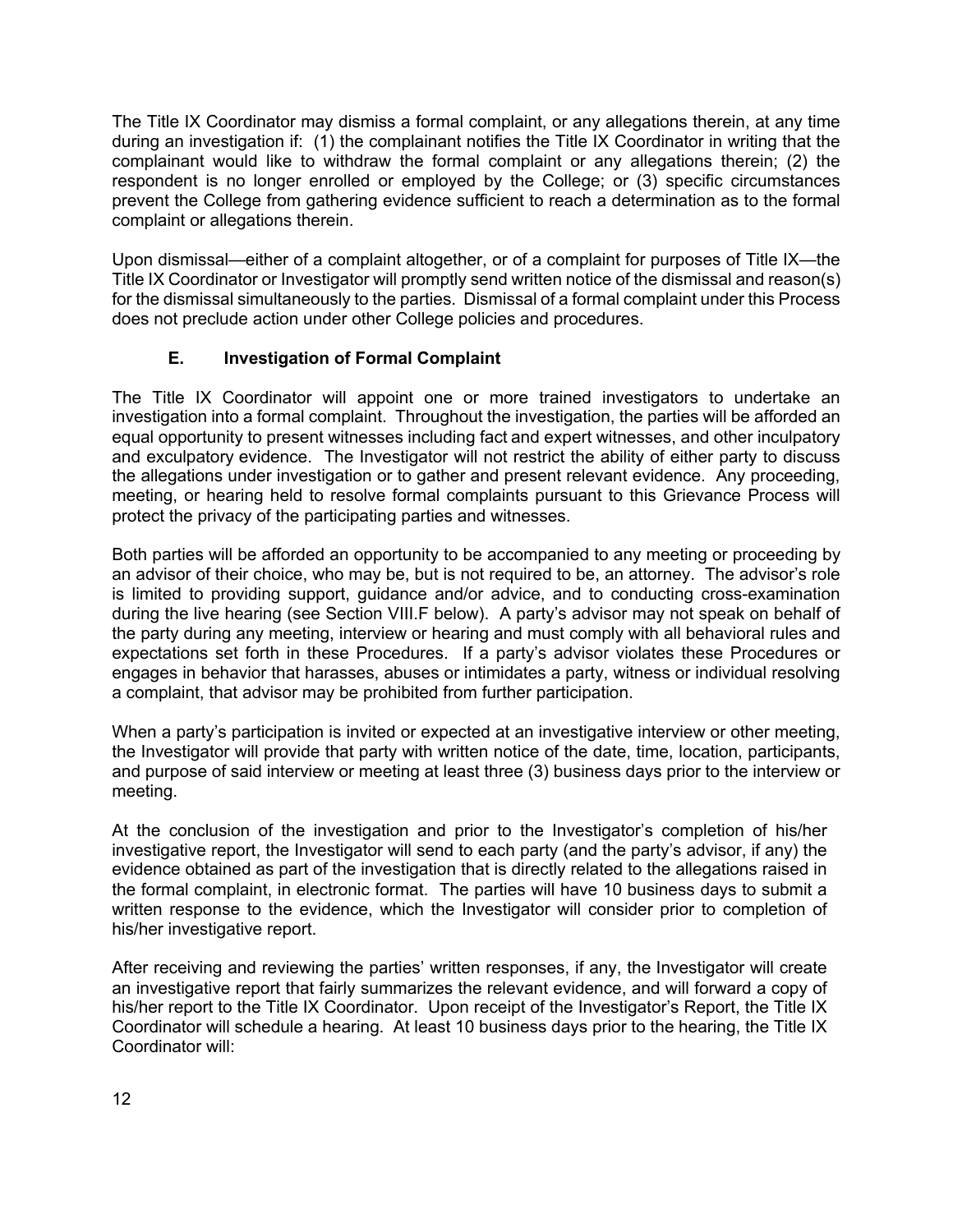The Title IX Coordinator may dismiss a formal complaint, or any allegations therein, at any time during an investigation if: (1) the complainant notifies the Title IX Coordinator in writing that the complainant would like to withdraw the formal complaint or any allegations therein; (2) the respondent is no longer enrolled or employed by the College; or (3) specific circumstances prevent the College from gathering evidence sufficient to reach a determination as to the formal complaint or allegations therein.

Upon dismissal—either of a complaint altogether, or of a complaint for purposes of Title IX—the Title IX Coordinator or Investigator will promptly send written notice of the dismissal and reason(s) for the dismissal simultaneously to the parties. Dismissal of a formal complaint under this Process does not preclude action under other College policies and procedures.

### E. Investigation of Formal Complaint

The Title IX Coordinator will appoint one or more trained investigators to undertake an investigation into a formal complaint. Throughout the investigation, the parties will be afforded an equal opportunity to present witnesses including fact and expert witnesses, and other inculpatory and exculpatory evidence. The Investigator will not restrict the ability of either party to discuss the allegations under investigation or to gather and present relevant evidence. Any proceeding, meeting, or hearing held to resolve formal complaints pursuant to this Grievance Process will protect the privacy of the participating parties and witnesses.

Both parties will be afforded an opportunity to be accompanied to any meeting or proceeding by an advisor of their choice, who may be, but is not required to be, an attorney. The advisor's role is limited to providing support, guidance and/or advice, and to conducting cross-examination during the live hearing (see Section VIII.F below). A party's advisor may not speak on behalf of the party during any meeting, interview or hearing and must comply with all behavioral rules and expectations set forth in these Procedures. If a party's advisor violates these Procedures or engages in behavior that harasses, abuses or intimidates a party, witness or individual resolving a complaint, that advisor may be prohibited from further participation.

When a party's participation is invited or expected at an investigative interview or other meeting, the Investigator will provide that party with written notice of the date, time, location, participants, and purpose of said interview or meeting at least three (3) business days prior to the interview or meeting.

At the conclusion of the investigation and prior to the Investigator's completion of his/her investigative report, the Investigator will send to each party (and the party's advisor, if any) the evidence obtained as part of the investigation that is directly related to the allegations raised in the formal complaint, in electronic format. The parties will have 10 business days to submit a written response to the evidence, which the Investigator will consider prior to completion of his/her investigative report.

After receiving and reviewing the parties' written responses, if any, the Investigator will create an investigative report that fairly summarizes the relevant evidence, and will forward a copy of his/her report to the Title IX Coordinator. Upon receipt of the Investigator's Report, the Title IX Coordinator will schedule a hearing. At least 10 business days prior to the hearing, the Title IX Coordinator will: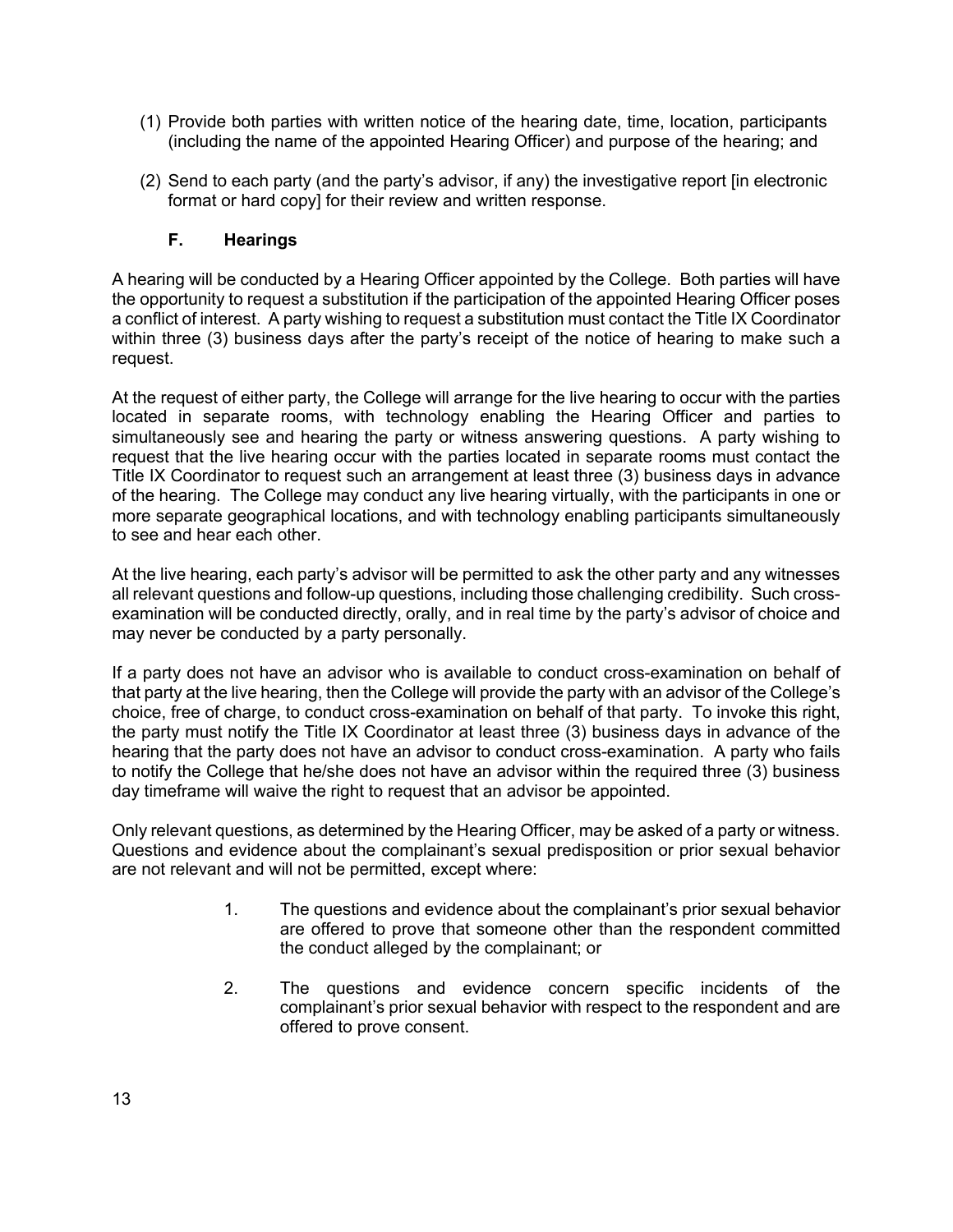(1) Provide both parties with written notice of the hearing date, time, location, participants (including the name of the appointed Hearing Officer) and purpose of the hearing; and

(2) Send to each party (and the party's advisor, if any) the investigative report [in electronic format or hard copy] for their review and written response.

### F. Hearings

A hearing will be conducted by a Hearing Officer appointed by the College. Both parties will have the opportunity to request a substitution if the participation of the appointed Hearing Officer poses a conflict of interest. A party wishing to request a substitution must contact the Title IX Coordinator within three (3) business days after the party's receipt of the notice of hearing to make such a request.

At the request of either party, the College will arrange for the live hearing to occur with the parties located in separate rooms, with technology enabling the Hearing Officer and parties to simultaneously see and hearing the party or witness answering questions. A party wishing to request that the live hearing occur with the parties located in separate rooms must contact the Title IX Coordinator to request such an arrangement at least three (3) business days in advance of the hearing. The College may conduct any live hearing virtually, with the participants in one or more separate geographical locations, and with technology enabling participants simultaneously to see and hear each other.

At the live hearing, each party's advisor will be permitted to ask the other party and any witnesses all relevant questions and follow-up questions, including those challenging credibility. Such cross-examination will be conducted directly, orally, and in real time by the party's advisor of choice and may never be conducted by a party personally.

If a party does not have an advisor who is available to conduct cross-examination on behalf of that party at the live hearing, then the College will provide the party with an advisor of the College's choice, free of charge, to conduct cross-examination on behalf of that party. To invoke this right, the party must notify the Title IX Coordinator at least three (3) business days in advance of the hearing that the party does not have an advisor to conduct cross-examination. A party who fails to notify the College that he/she does not have an advisor within the required three (3) business day timeframe will waive the right to request that an advisor be appointed.

Only relevant questions, as determined by the Hearing Officer, may be asked of a party or witness. Questions and evidence about the complainant's sexual predisposition or prior sexual behavior are not relevant and will not be permitted, except where:

1. The questions and evidence about the complainant's prior sexual behavior are offered to prove that someone other than the respondent committed the conduct alleged by the complainant; or

2. The questions and evidence concern specific incidents of the complainant's prior sexual behavior with respect to the respondent and are offered to prove consent.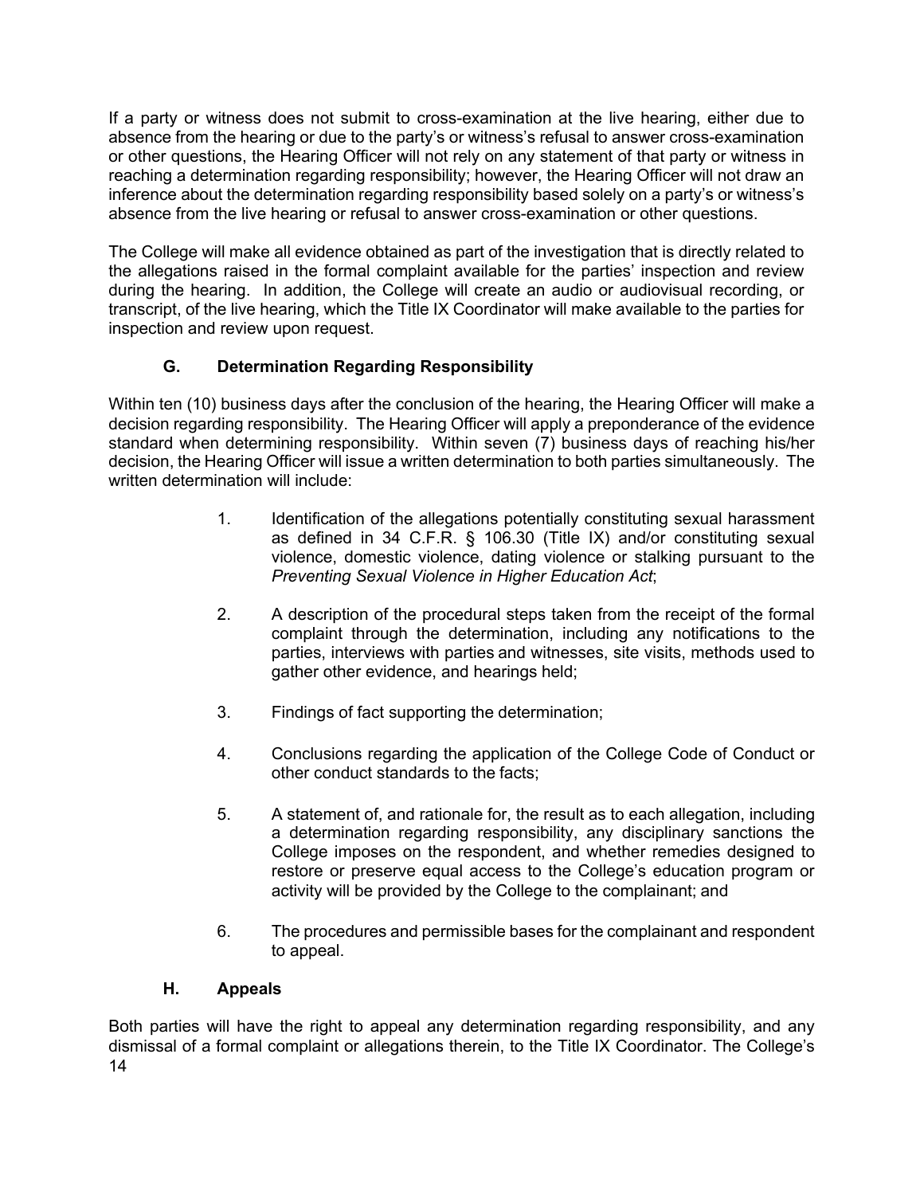If a party or witness does not submit to cross-examination at the live hearing, either due to absence from the hearing or due to the party's or witness's refusal to answer cross-examination or other questions, the Hearing Officer will not rely on any statement of that party or witness in reaching a determination regarding responsibility; however, the Hearing Officer will not draw an inference about the determination regarding responsibility based solely on a party's or witness's absence from the live hearing or refusal to answer cross-examination or other questions.

The College will make all evidence obtained as part of the investigation that is directly related to the allegations raised in the formal complaint available for the parties' inspection and review during the hearing. In addition, the College will create an audio or audiovisual recording, or transcript, of the live hearing, which the Title IX Coordinator will make available to the parties for inspection and review upon request.

### G. Determination Regarding Responsibility

Within ten (10) business days after the conclusion of the hearing, the Hearing Officer will make a decision regarding responsibility. The Hearing Officer will apply a preponderance of the evidence standard when determining responsibility. Within seven (7) business days of reaching his/her decision, the Hearing Officer will issue a written determination to both parties simultaneously. The written determination will include:

1. Identification of the allegations potentially constituting sexual harassment as defined in 34 C.F.R. § 106.30 (Title IX) and/or constituting sexual violence, domestic violence, dating violence or stalking pursuant to the *Preventing Sexual Violence in Higher Education Act*;

2. A description of the procedural steps taken from the receipt of the formal complaint through the determination, including any notifications to the parties, interviews with parties and witnesses, site visits, methods used to gather other evidence, and hearings held;

3. Findings of fact supporting the determination;

4. Conclusions regarding the application of the College Code of Conduct or other conduct standards to the facts;

5. A statement of, and rationale for, the result as to each allegation, including a determination regarding responsibility, any disciplinary sanctions the College imposes on the respondent, and whether remedies designed to restore or preserve equal access to the College's education program or activity will be provided by the College to the complainant; and

6. The procedures and permissible bases for the complainant and respondent to appeal.

### H. Appeals

Both parties will have the right to appeal any determination regarding responsibility, and any dismissal of a formal complaint or allegations therein, to the Title IX Coordinator. The College's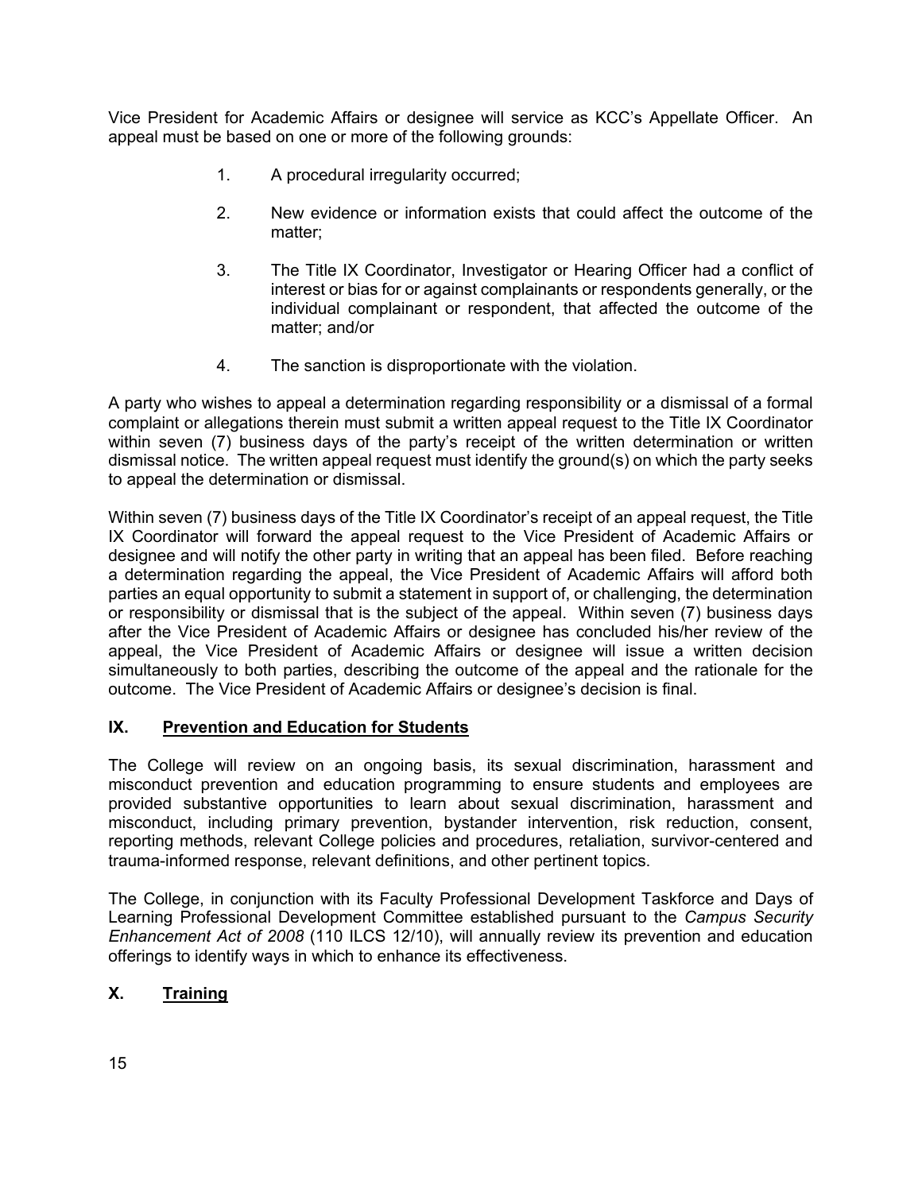Vice President for Academic Affairs or designee will service as KCC's Appellate Officer. An appeal must be based on one or more of the following grounds:

1. A procedural irregularity occurred;

2. New evidence or information exists that could affect the outcome of the matter;

3. The Title IX Coordinator, Investigator or Hearing Officer had a conflict of interest or bias for or against complainants or respondents generally, or the individual complainant or respondent, that affected the outcome of the matter; and/or

4. The sanction is disproportionate with the violation.

A party who wishes to appeal a determination regarding responsibility or a dismissal of a formal complaint or allegations therein must submit a written appeal request to the Title IX Coordinator within seven (7) business days of the party's receipt of the written determination or written dismissal notice. The written appeal request must identify the ground(s) on which the party seeks to appeal the determination or dismissal.

Within seven (7) business days of the Title IX Coordinator's receipt of an appeal request, the Title IX Coordinator will forward the appeal request to the Vice President of Academic Affairs or designee and will notify the other party in writing that an appeal has been filed. Before reaching a determination regarding the appeal, the Vice President of Academic Affairs will afford both parties an equal opportunity to submit a statement in support of, or challenging, the determination or responsibility or dismissal that is the subject of the appeal. Within seven (7) business days after the Vice President of Academic Affairs or designee has concluded his/her review of the appeal, the Vice President of Academic Affairs or designee will issue a written decision simultaneously to both parties, describing the outcome of the appeal and the rationale for the outcome. The Vice President of Academic Affairs or designee's decision is final.

## IX. Prevention and Education for Students

The College will review on an ongoing basis, its sexual discrimination, harassment and misconduct prevention and education programming to ensure students and employees are provided substantive opportunities to learn about sexual discrimination, harassment and misconduct, including primary prevention, bystander intervention, risk reduction, consent, reporting methods, relevant College policies and procedures, retaliation, survivor-centered and trauma-informed response, relevant definitions, and other pertinent topics.

The College, in conjunction with its Faculty Professional Development Taskforce and Days of Learning Professional Development Committee established pursuant to the *Campus Security Enhancement Act of 2008* (110 ILCS 12/10), will annually review its prevention and education offerings to identify ways in which to enhance its effectiveness.

## X. Training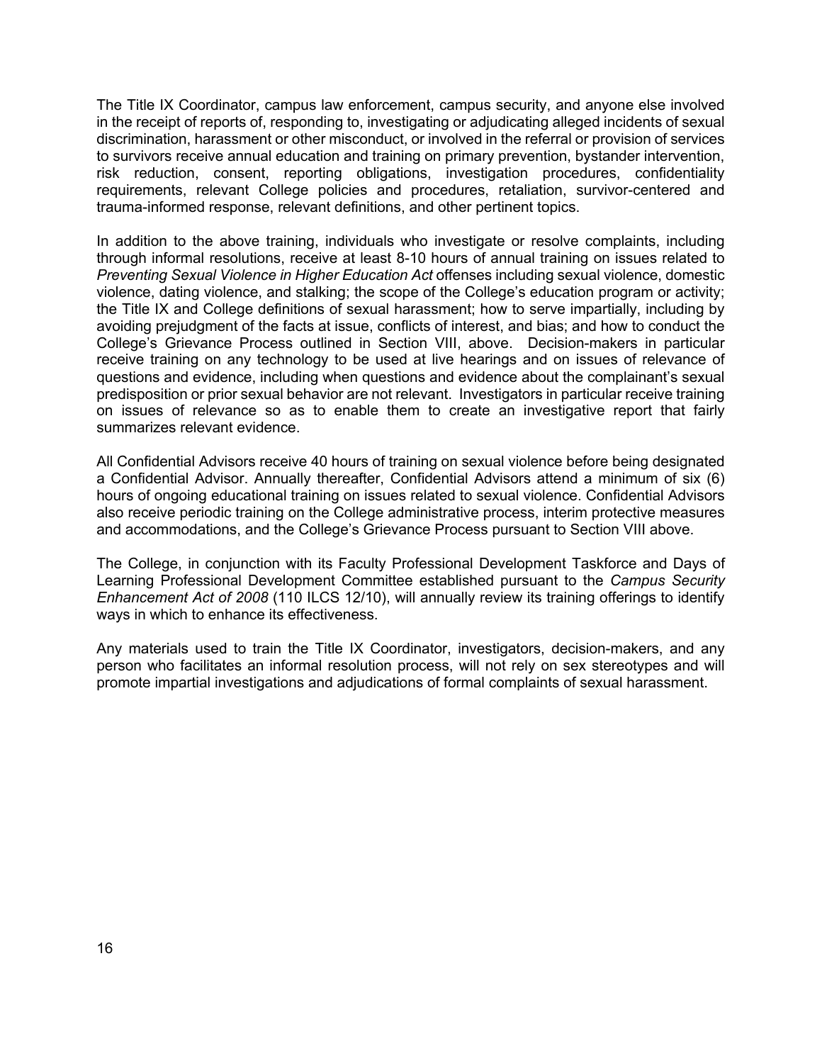The Title IX Coordinator, campus law enforcement, campus security, and anyone else involved in the receipt of reports of, responding to, investigating or adjudicating alleged incidents of sexual discrimination, harassment or other misconduct, or involved in the referral or provision of services to survivors receive annual education and training on primary prevention, bystander intervention, risk reduction, consent, reporting obligations, investigation procedures, confidentiality requirements, relevant College policies and procedures, retaliation, survivor-centered and trauma-informed response, relevant definitions, and other pertinent topics.

In addition to the above training, individuals who investigate or resolve complaints, including through informal resolutions, receive at least 8-10 hours of annual training on issues related to *Preventing Sexual Violence in Higher Education Act* offenses including sexual violence, domestic violence, dating violence, and stalking; the scope of the College's education program or activity; the Title IX and College definitions of sexual harassment; how to serve impartially, including by avoiding prejudgment of the facts at issue, conflicts of interest, and bias; and how to conduct the College's Grievance Process outlined in Section VIII, above. Decision-makers in particular receive training on any technology to be used at live hearings and on issues of relevance of questions and evidence, including when questions and evidence about the complainant's sexual predisposition or prior sexual behavior are not relevant. Investigators in particular receive training on issues of relevance so as to enable them to create an investigative report that fairly summarizes relevant evidence.

All Confidential Advisors receive 40 hours of training on sexual violence before being designated a Confidential Advisor. Annually thereafter, Confidential Advisors attend a minimum of six (6) hours of ongoing educational training on issues related to sexual violence. Confidential Advisors also receive periodic training on the College administrative process, interim protective measures and accommodations, and the College's Grievance Process pursuant to Section VIII above.

The College, in conjunction with its Faculty Professional Development Taskforce and Days of Learning Professional Development Committee established pursuant to the *Campus Security Enhancement Act of 2008* (110 ILCS 12/10), will annually review its training offerings to identify ways in which to enhance its effectiveness.

Any materials used to train the Title IX Coordinator, investigators, decision-makers, and any person who facilitates an informal resolution process, will not rely on sex stereotypes and will promote impartial investigations and adjudications of formal complaints of sexual harassment.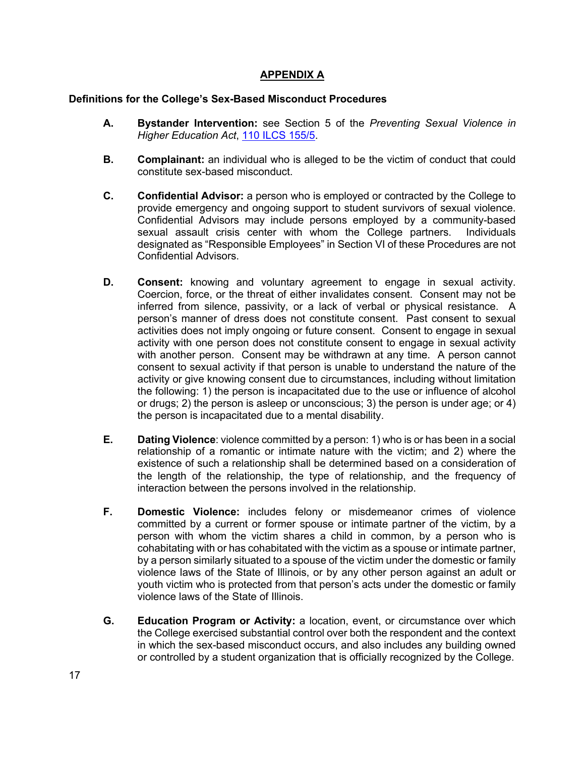## APPENDIX A

**Definitions for the College's Sex-Based Misconduct Procedures**

**A.** **Bystander Intervention:** see Section 5 of the *Preventing Sexual Violence in Higher Education Act*, [110 ILCS 155/5](110 ILCS 155/5).

**B.** **Complainant:** an individual who is alleged to be the victim of conduct that could constitute sex-based misconduct.

**C.** **Confidential Advisor:** a person who is employed or contracted by the College to provide emergency and ongoing support to student survivors of sexual violence. Confidential Advisors may include persons employed by a community-based sexual assault crisis center with whom the College partners. Individuals designated as "Responsible Employees" in Section VI of these Procedures are not Confidential Advisors.

**D.** **Consent:** knowing and voluntary agreement to engage in sexual activity. Coercion, force, or the threat of either invalidates consent. Consent may not be inferred from silence, passivity, or a lack of verbal or physical resistance. A person's manner of dress does not constitute consent. Past consent to sexual activities does not imply ongoing or future consent. Consent to engage in sexual activity with one person does not constitute consent to engage in sexual activity with another person. Consent may be withdrawn at any time. A person cannot consent to sexual activity if that person is unable to understand the nature of the activity or give knowing consent due to circumstances, including without limitation the following: 1) the person is incapacitated due to the use or influence of alcohol or drugs; 2) the person is asleep or unconscious; 3) the person is under age; or 4) the person is incapacitated due to a mental disability.

**E.** **Dating Violence**: violence committed by a person: 1) who is or has been in a social relationship of a romantic or intimate nature with the victim; and 2) where the existence of such a relationship shall be determined based on a consideration of the length of the relationship, the type of relationship, and the frequency of interaction between the persons involved in the relationship.

**F.** **Domestic Violence:** includes felony or misdemeanor crimes of violence committed by a current or former spouse or intimate partner of the victim, by a person with whom the victim shares a child in common, by a person who is cohabitating with or has cohabitated with the victim as a spouse or intimate partner, by a person similarly situated to a spouse of the victim under the domestic or family violence laws of the State of Illinois, or by any other person against an adult or youth victim who is protected from that person's acts under the domestic or family violence laws of the State of Illinois.

**G.** **Education Program or Activity:** a location, event, or circumstance over which the College exercised substantial control over both the respondent and the context in which the sex-based misconduct occurs, and also includes any building owned or controlled by a student organization that is officially recognized by the College.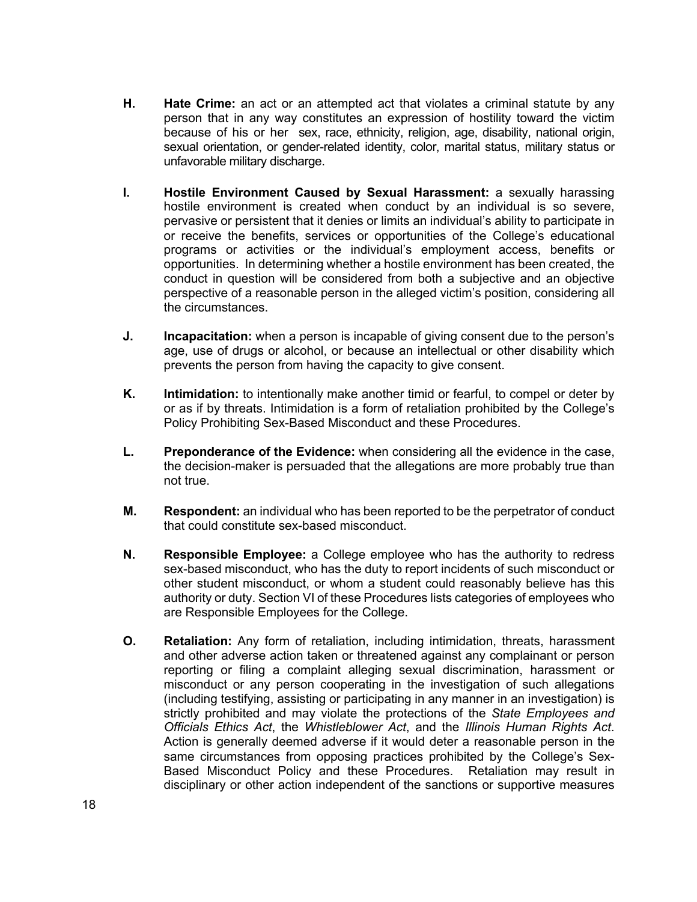**H.** **Hate Crime:** an act or an attempted act that violates a criminal statute by any person that in any way constitutes an expression of hostility toward the victim because of his or her sex, race, ethnicity, religion, age, disability, national origin, sexual orientation, or gender-related identity, color, marital status, military status or unfavorable military discharge.

**I.** **Hostile Environment Caused by Sexual Harassment:** a sexually harassing hostile environment is created when conduct by an individual is so severe, pervasive or persistent that it denies or limits an individual's ability to participate in or receive the benefits, services or opportunities of the College's educational programs or activities or the individual's employment access, benefits or opportunities. In determining whether a hostile environment has been created, the conduct in question will be considered from both a subjective and an objective perspective of a reasonable person in the alleged victim's position, considering all the circumstances.

**J.** **Incapacitation:** when a person is incapable of giving consent due to the person's age, use of drugs or alcohol, or because an intellectual or other disability which prevents the person from having the capacity to give consent.

**K.** **Intimidation:** to intentionally make another timid or fearful, to compel or deter by or as if by threats. Intimidation is a form of retaliation prohibited by the College's Policy Prohibiting Sex-Based Misconduct and these Procedures.

**L.** **Preponderance of the Evidence:** when considering all the evidence in the case, the decision-maker is persuaded that the allegations are more probably true than not true.

**M.** **Respondent:** an individual who has been reported to be the perpetrator of conduct that could constitute sex-based misconduct.

**N.** **Responsible Employee:** a College employee who has the authority to redress sex-based misconduct, who has the duty to report incidents of such misconduct or other student misconduct, or whom a student could reasonably believe has this authority or duty. Section VI of these Procedures lists categories of employees who are Responsible Employees for the College.

**O.** **Retaliation:** Any form of retaliation, including intimidation, threats, harassment and other adverse action taken or threatened against any complainant or person reporting or filing a complaint alleging sexual discrimination, harassment or misconduct or any person cooperating in the investigation of such allegations (including testifying, assisting or participating in any manner in an investigation) is strictly prohibited and may violate the protections of the *State Employees and Officials Ethics Act*, the *Whistleblower Act*, and the *Illinois Human Rights Act*. Action is generally deemed adverse if it would deter a reasonable person in the same circumstances from opposing practices prohibited by the College's Sex-Based Misconduct Policy and these Procedures. Retaliation may result in disciplinary or other action independent of the sanctions or supportive measures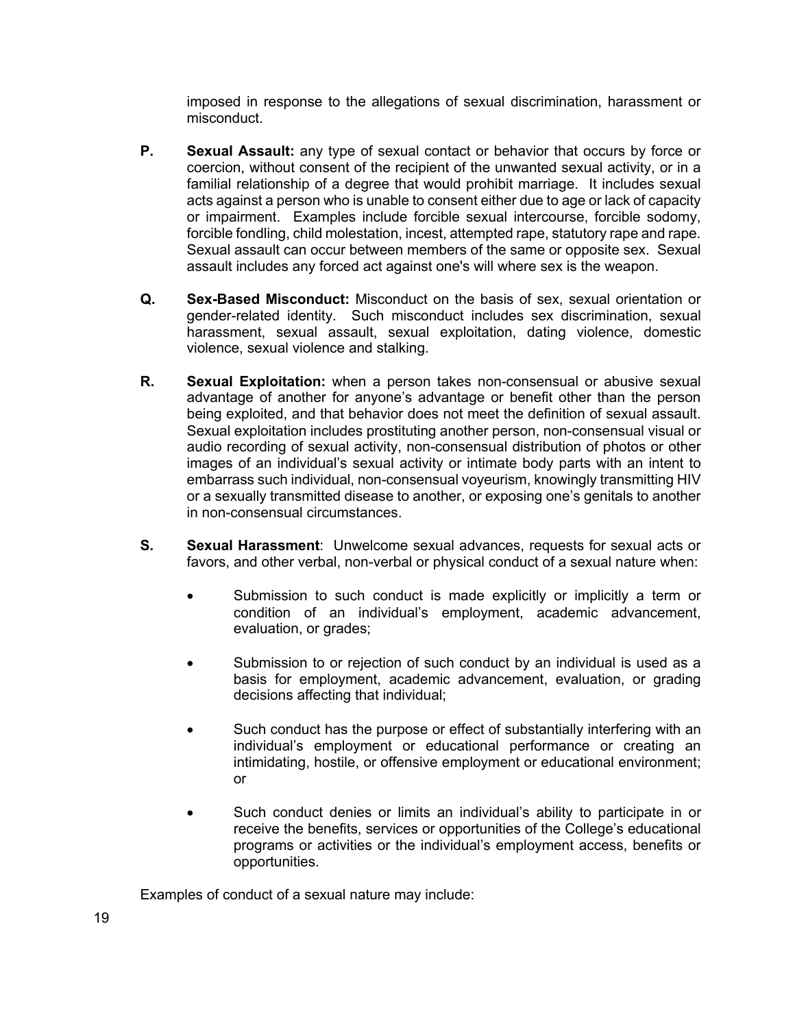imposed in response to the allegations of sexual discrimination, harassment or misconduct.

**P.** **Sexual Assault:** any type of sexual contact or behavior that occurs by force or coercion, without consent of the recipient of the unwanted sexual activity, or in a familial relationship of a degree that would prohibit marriage. It includes sexual acts against a person who is unable to consent either due to age or lack of capacity or impairment. Examples include forcible sexual intercourse, forcible sodomy, forcible fondling, child molestation, incest, attempted rape, statutory rape and rape. Sexual assault can occur between members of the same or opposite sex. Sexual assault includes any forced act against one's will where sex is the weapon.

**Q.** **Sex-Based Misconduct:** Misconduct on the basis of sex, sexual orientation or gender-related identity. Such misconduct includes sex discrimination, sexual harassment, sexual assault, sexual exploitation, dating violence, domestic violence, sexual violence and stalking.

**R.** **Sexual Exploitation:** when a person takes non-consensual or abusive sexual advantage of another for anyone's advantage or benefit other than the person being exploited, and that behavior does not meet the definition of sexual assault. Sexual exploitation includes prostituting another person, non-consensual visual or audio recording of sexual activity, non-consensual distribution of photos or other images of an individual's sexual activity or intimate body parts with an intent to embarrass such individual, non-consensual voyeurism, knowingly transmitting HIV or a sexually transmitted disease to another, or exposing one's genitals to another in non-consensual circumstances.

**S.** **Sexual Harassment**: Unwelcome sexual advances, requests for sexual acts or favors, and other verbal, non-verbal or physical conduct of a sexual nature when:

- Submission to such conduct is made explicitly or implicitly a term or condition of an individual's employment, academic advancement, evaluation, or grades;
- Submission to or rejection of such conduct by an individual is used as a basis for employment, academic advancement, evaluation, or grading decisions affecting that individual;
- Such conduct has the purpose or effect of substantially interfering with an individual's employment or educational performance or creating an intimidating, hostile, or offensive employment or educational environment; or
- Such conduct denies or limits an individual's ability to participate in or receive the benefits, services or opportunities of the College's educational programs or activities or the individual's employment access, benefits or opportunities.

Examples of conduct of a sexual nature may include: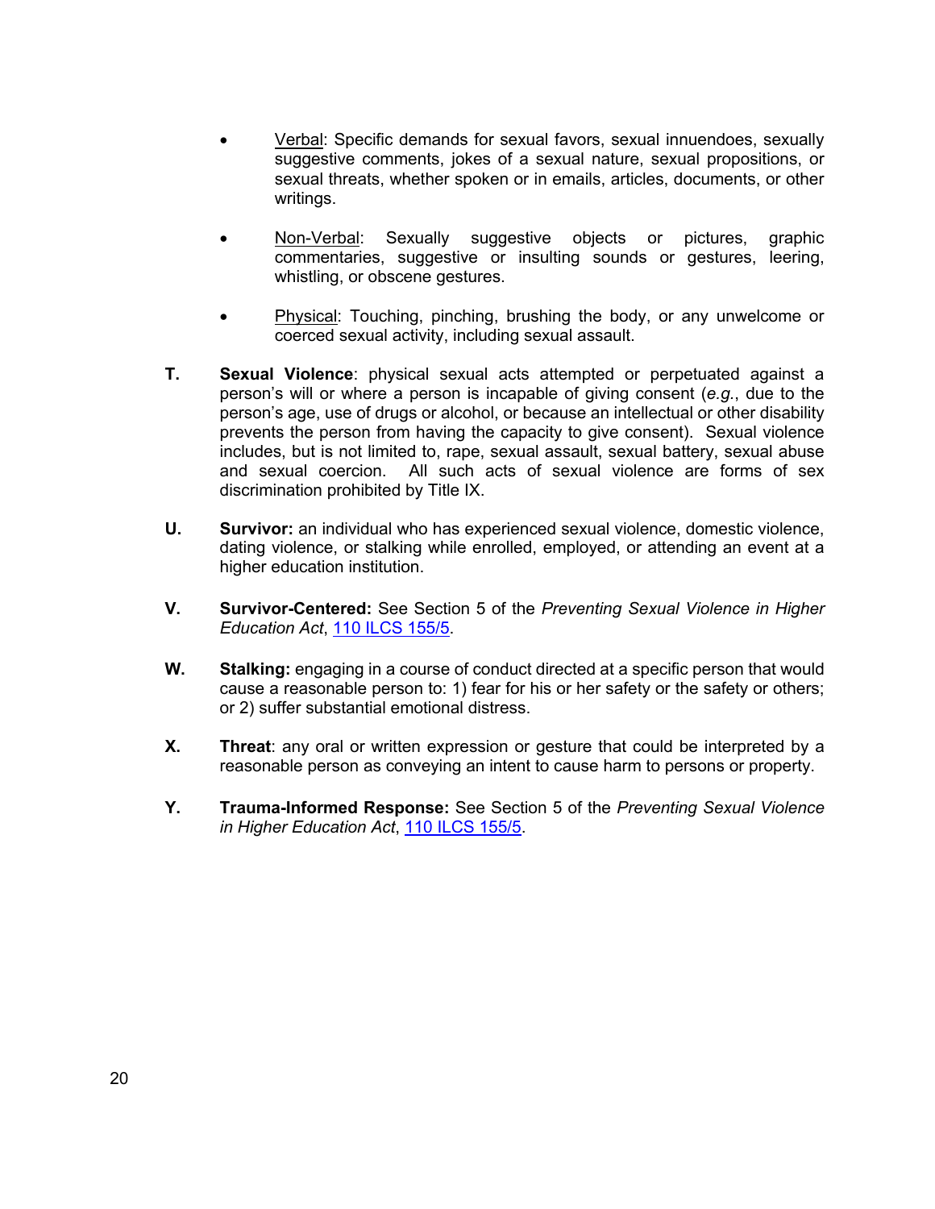- <u>Verbal</u>: Specific demands for sexual favors, sexual innuendoes, sexually suggestive comments, jokes of a sexual nature, sexual propositions, or sexual threats, whether spoken or in emails, articles, documents, or other writings.

- <u>Non-Verbal</u>: Sexually suggestive objects or pictures, graphic commentaries, suggestive or insulting sounds or gestures, leering, whistling, or obscene gestures.

- <u>Physical</u>: Touching, pinching, brushing the body, or any unwelcome or coerced sexual activity, including sexual assault.

**T.** **Sexual Violence**: physical sexual acts attempted or perpetuated against a person's will or where a person is incapable of giving consent (*e.g.*, due to the person's age, use of drugs or alcohol, or because an intellectual or other disability prevents the person from having the capacity to give consent). Sexual violence includes, but is not limited to, rape, sexual assault, sexual battery, sexual abuse and sexual coercion. All such acts of sexual violence are forms of sex discrimination prohibited by Title IX.

**U.** **Survivor:** an individual who has experienced sexual violence, domestic violence, dating violence, or stalking while enrolled, employed, or attending an event at a higher education institution.

**V.** **Survivor-Centered:** See Section 5 of the *Preventing Sexual Violence in Higher Education Act*, [110 ILCS 155/5](110 ILCS 155/5).

**W.** **Stalking:** engaging in a course of conduct directed at a specific person that would cause a reasonable person to: 1) fear for his or her safety or the safety or others; or 2) suffer substantial emotional distress.

**X.** **Threat**: any oral or written expression or gesture that could be interpreted by a reasonable person as conveying an intent to cause harm to persons or property.

**Y.** **Trauma-Informed Response:** See Section 5 of the *Preventing Sexual Violence in Higher Education Act*, [110 ILCS 155/5](110 ILCS 155/5).